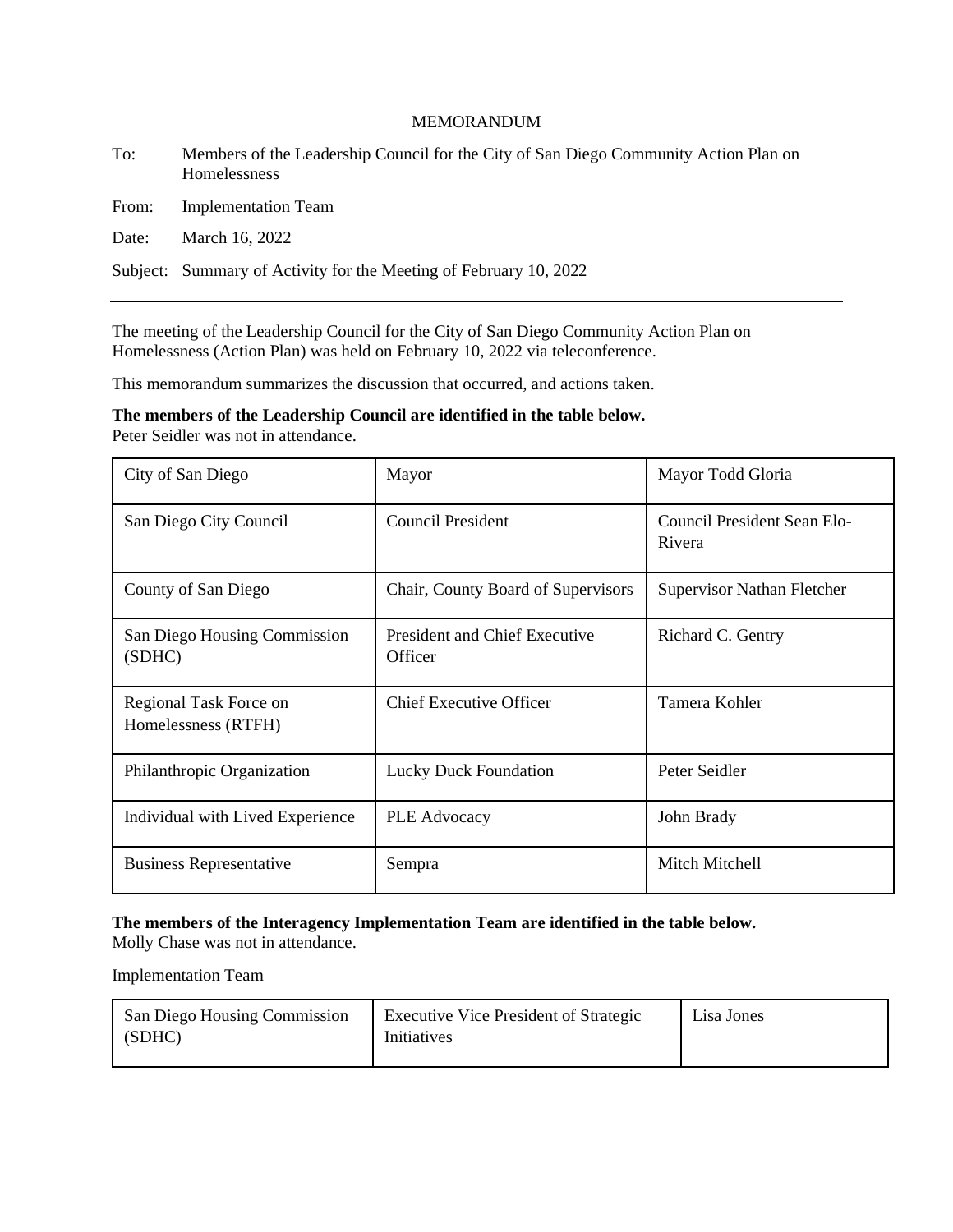# MEMORANDUM

To: Members of the Leadership Council for the City of San Diego Community Action Plan on Homelessness

From: Implementation Team

Date: March 16, 2022

Subject: Summary of Activity for the Meeting of February 10, 2022

---

The meeting of the Leadership Council for the City of San Diego Community Action Plan on Homelessness (Action Plan) was held on February 10, 2022 via teleconference.

This memorandum summarizes the discussion that occurred, and actions taken.

**The members of the Leadership Council are identified in the table below.**
Peter Seidler was not in attendance.

| | | |
|---|---|---|
| City of San Diego | Mayor | Mayor Todd Gloria |
| San Diego City Council | Council President | Council President Sean Elo-Rivera |
| County of San Diego | Chair, County Board of Supervisors | Supervisor Nathan Fletcher |
| San Diego Housing Commission (SDHC) | President and Chief Executive Officer | Richard C. Gentry |
| Regional Task Force on Homelessness (RTFH) | Chief Executive Officer | Tamera Kohler |
| Philanthropic Organization | Lucky Duck Foundation | Peter Seidler |
| Individual with Lived Experience | PLE Advocacy | John Brady |
| Business Representative | Sempra | Mitch Mitchell |

**The members of the Interagency Implementation Team are identified in the table below.**
Molly Chase was not in attendance.

Implementation Team

| | | |
|---|---|---|
| San Diego Housing Commission (SDHC) | Executive Vice President of Strategic Initiatives | Lisa Jones |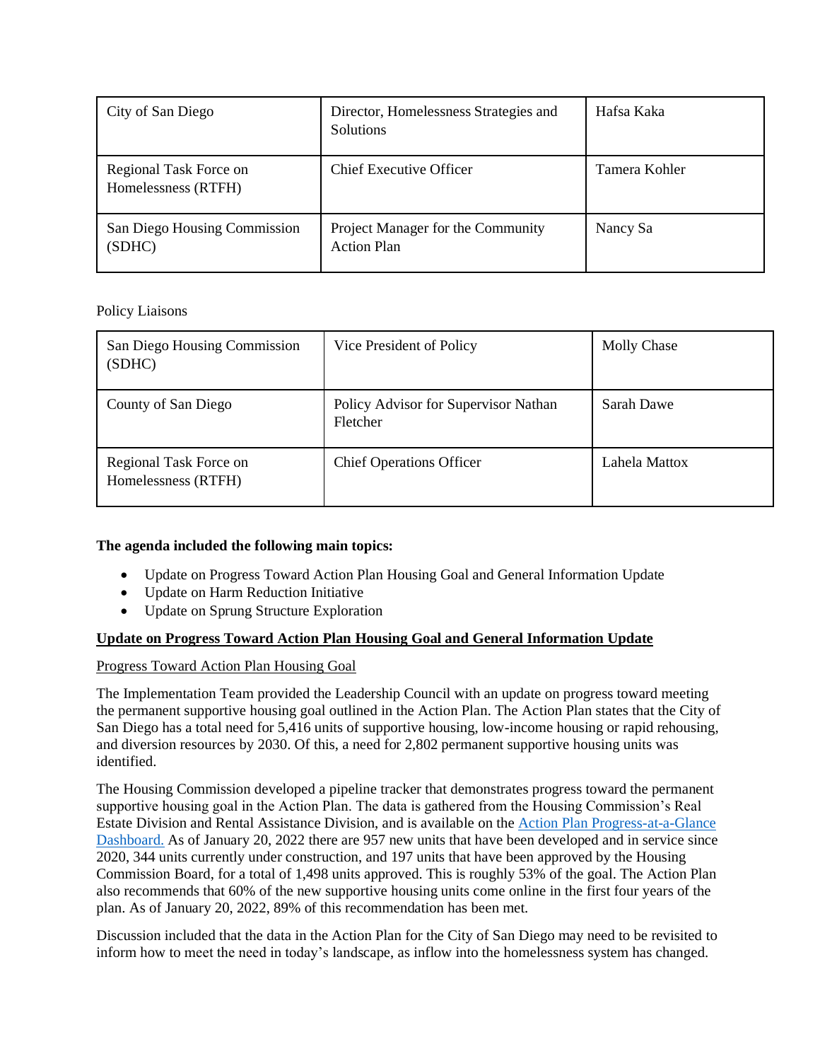| City of San Diego | Director, Homelessness Strategies and Solutions | Hafsa Kaka |
|---|---|---|
| Regional Task Force on Homelessness (RTFH) | Chief Executive Officer | Tamera Kohler |
| San Diego Housing Commission (SDHC) | Project Manager for the Community Action Plan | Nancy Sa |

Policy Liaisons

| San Diego Housing Commission (SDHC) | Vice President of Policy | Molly Chase |
|---|---|---|
| County of San Diego | Policy Advisor for Supervisor Nathan Fletcher | Sarah Dawe |
| Regional Task Force on Homelessness (RTFH) | Chief Operations Officer | Lahela Mattox |

**The agenda included the following main topics:**

- Update on Progress Toward Action Plan Housing Goal and General Information Update
- Update on Harm Reduction Initiative
- Update on Sprung Structure Exploration

## Update on Progress Toward Action Plan Housing Goal and General Information Update

### Progress Toward Action Plan Housing Goal

The Implementation Team provided the Leadership Council with an update on progress toward meeting the permanent supportive housing goal outlined in the Action Plan. The Action Plan states that the City of San Diego has a total need for 5,416 units of supportive housing, low-income housing or rapid rehousing, and diversion resources by 2030. Of this, a need for 2,802 permanent supportive housing units was identified.

The Housing Commission developed a pipeline tracker that demonstrates progress toward the permanent supportive housing goal in the Action Plan. The data is gathered from the Housing Commission's Real Estate Division and Rental Assistance Division, and is available on the Action Plan Progress-at-a-Glance Dashboard. As of January 20, 2022 there are 957 new units that have been developed and in service since 2020, 344 units currently under construction, and 197 units that have been approved by the Housing Commission Board, for a total of 1,498 units approved. This is roughly 53% of the goal. The Action Plan also recommends that 60% of the new supportive housing units come online in the first four years of the plan. As of January 20, 2022, 89% of this recommendation has been met.

Discussion included that the data in the Action Plan for the City of San Diego may need to be revisited to inform how to meet the need in today's landscape, as inflow into the homelessness system has changed.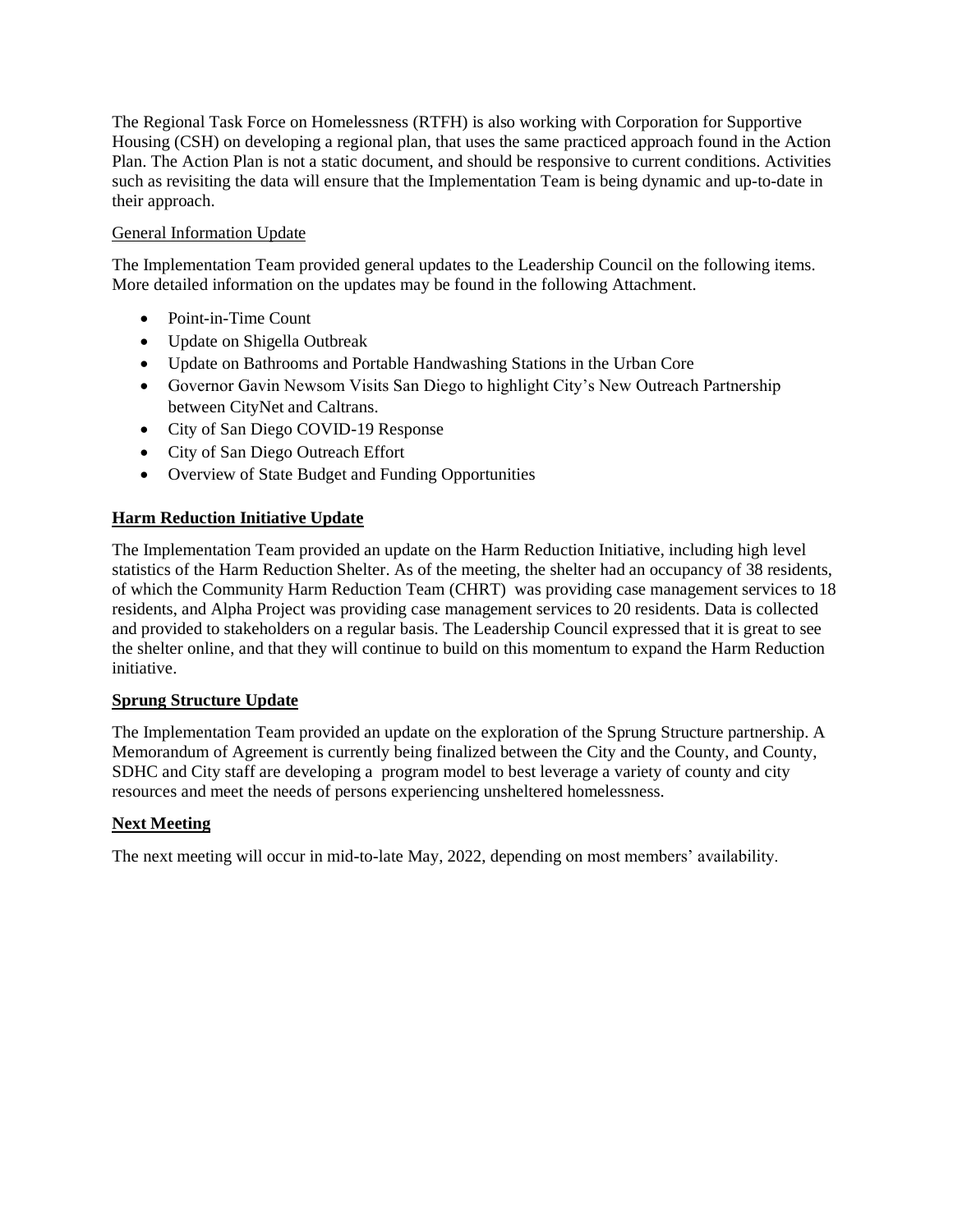The Regional Task Force on Homelessness (RTFH) is also working with Corporation for Supportive Housing (CSH) on developing a regional plan, that uses the same practiced approach found in the Action Plan. The Action Plan is not a static document, and should be responsive to current conditions. Activities such as revisiting the data will ensure that the Implementation Team is being dynamic and up-to-date in their approach.

General Information Update

The Implementation Team provided general updates to the Leadership Council on the following items. More detailed information on the updates may be found in the following Attachment.

- Point-in-Time Count
- Update on Shigella Outbreak
- Update on Bathrooms and Portable Handwashing Stations in the Urban Core
- Governor Gavin Newsom Visits San Diego to highlight City's New Outreach Partnership between CityNet and Caltrans.
- City of San Diego COVID-19 Response
- City of San Diego Outreach Effort
- Overview of State Budget and Funding Opportunities

**Harm Reduction Initiative Update**

The Implementation Team provided an update on the Harm Reduction Initiative, including high level statistics of the Harm Reduction Shelter. As of the meeting, the shelter had an occupancy of 38 residents, of which the Community Harm Reduction Team (CHRT) was providing case management services to 18 residents, and Alpha Project was providing case management services to 20 residents. Data is collected and provided to stakeholders on a regular basis. The Leadership Council expressed that it is great to see the shelter online, and that they will continue to build on this momentum to expand the Harm Reduction initiative.

**Sprung Structure Update**

The Implementation Team provided an update on the exploration of the Sprung Structure partnership. A Memorandum of Agreement is currently being finalized between the City and the County, and County, SDHC and City staff are developing a program model to best leverage a variety of county and city resources and meet the needs of persons experiencing unsheltered homelessness.

**Next Meeting**

The next meeting will occur in mid-to-late May, 2022, depending on most members' availability.